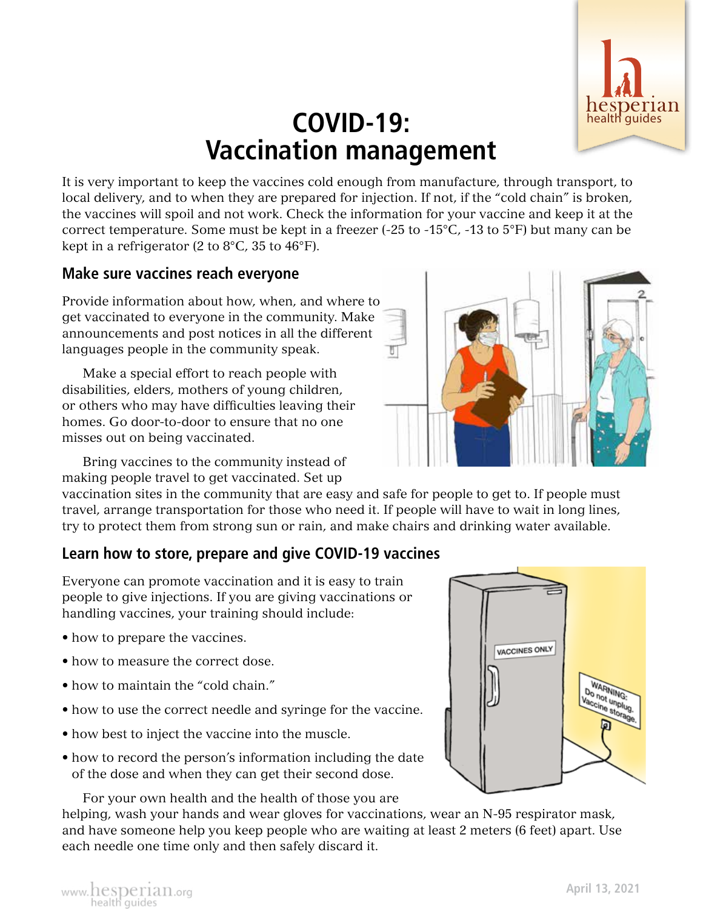# COVID-19: Vaccination management

It is very important to keep the vaccines cold enough from manufacture, through transport, to local delivery, and to when they are prepared for injection. If not, if the "cold chain" is broken, the vaccines will spoil and not work. Check the information for your vaccine and keep it at the correct temperature. Some must be kept in a freezer (-25 to -15°C, -13 to 5°F) but many can be kept in a refrigerator (2 to 8°C, 35 to 46°F).

## Make sure vaccines reach everyone

Provide information about how, when, and where to get vaccinated to everyone in the community. Make announcements and post notices in all the different languages people in the community speak.

Make a special effort to reach people with disabilities, elders, mothers of young children, or others who may have difficulties leaving their homes. Go door-to-door to ensure that no one misses out on being vaccinated.

Bring vaccines to the community instead of making people travel to get vaccinated. Set up vaccination sites in the community that are easy and safe for people to get to. If people must travel, arrange transportation for those who need it. If people will have to wait in long lines, try to protect them from strong sun or rain, and make chairs and drinking water available.

## Learn how to store, prepare and give COVID-19 vaccines

Everyone can promote vaccination and it is easy to train people to give injections. If you are giving vaccinations or handling vaccines, your training should include:

- how to prepare the vaccines.
- how to measure the correct dose.
- how to maintain the "cold chain."
- how to use the correct needle and syringe for the vaccine.
- how best to inject the vaccine into the muscle.
- how to record the person's information including the date of the dose and when they can get their second dose.

For your own health and the health of those you are helping, wash your hands and wear gloves for vaccinations, wear an N-95 respirator mask, and have someone help you keep people who are waiting at least 2 meters (6 feet) apart. Use each needle one time only and then safely discard it.

April 13, 2021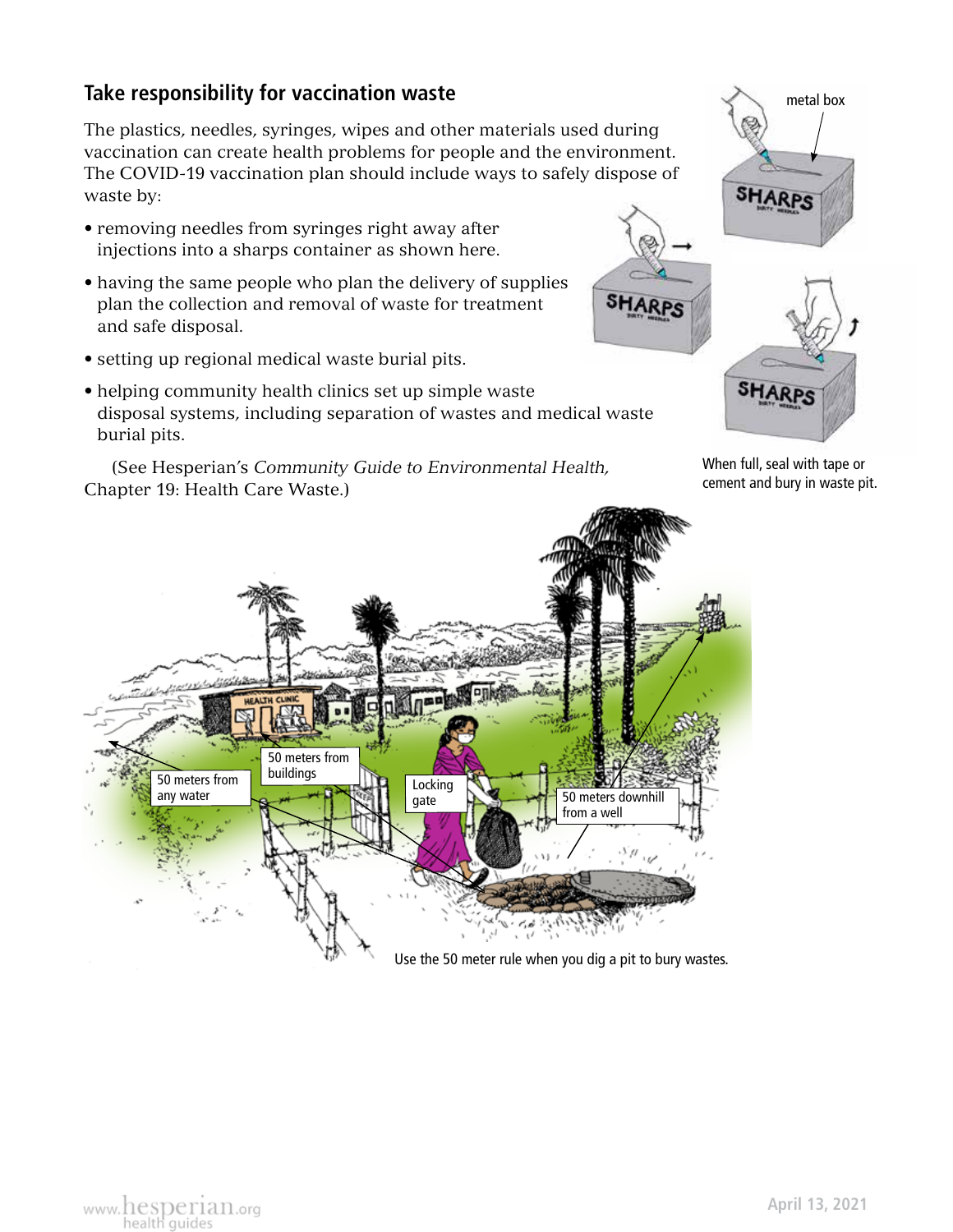## Take responsibility for vaccination waste

The plastics, needles, syringes, wipes and other materials used during vaccination can create health problems for people and the environment. The COVID-19 vaccination plan should include ways to safely dispose of waste by:

- removing needles from syringes right away after injections into a sharps container as shown here.
- having the same people who plan the delivery of supplies plan the collection and removal of waste for treatment and safe disposal.
- setting up regional medical waste burial pits.
- helping community health clinics set up simple waste disposal systems, including separation of wastes and medical waste burial pits.

(See Hesperian's *Community Guide to Environmental Health,* Chapter 19: Health Care Waste.)

metal box

When full, seal with tape or cement and bury in waste pit.

50 meters from any water

50 meters from buildings

Locking gate

50 meters downhill from a well

Use the 50 meter rule when you dig a pit to bury wastes.